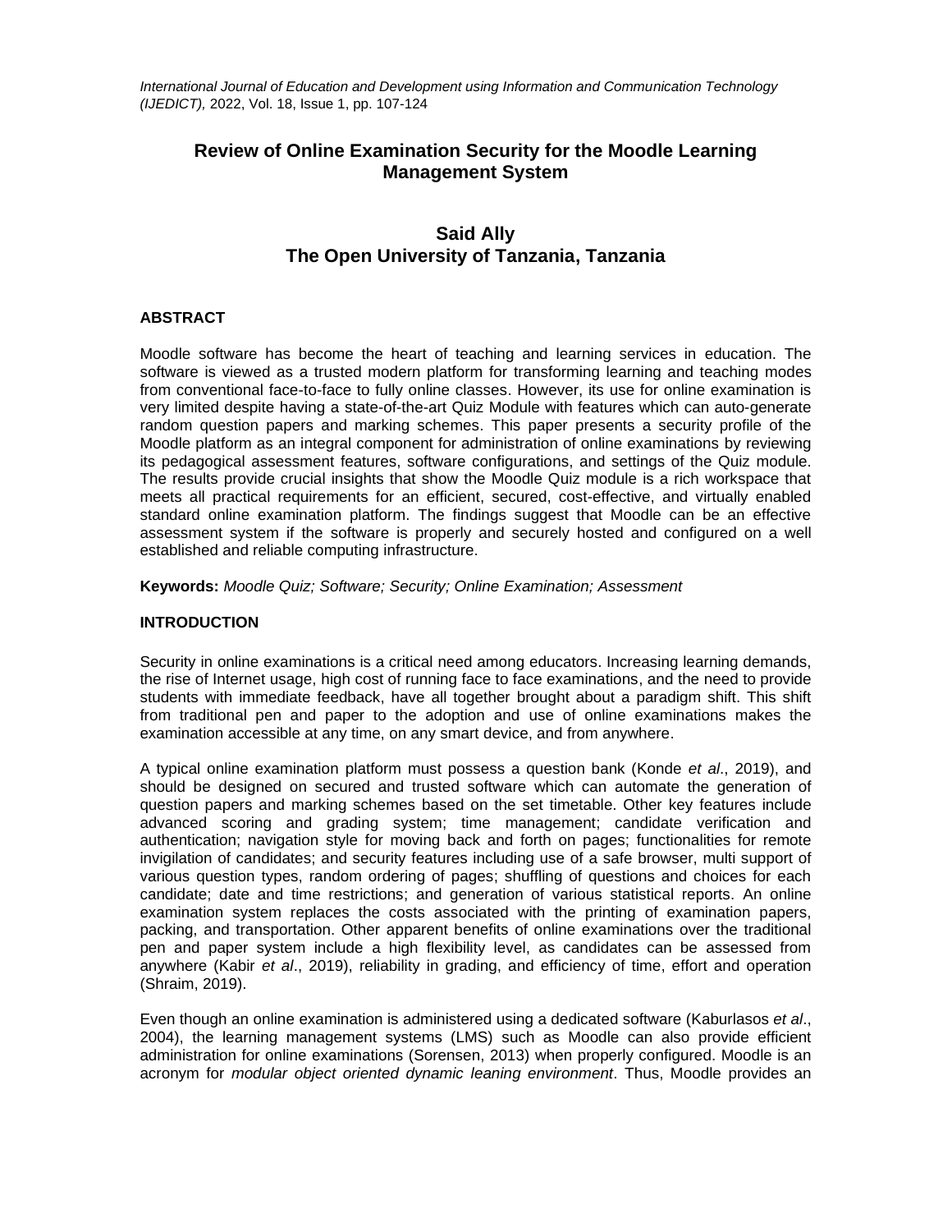# Review of Online Examination Security for the Moodle Learning Management System

**Said Ally**
**The Open University of Tanzania, Tanzania**

## ABSTRACT

Moodle software has become the heart of teaching and learning services in education. The software is viewed as a trusted modern platform for transforming learning and teaching modes from conventional face-to-face to fully online classes. However, its use for online examination is very limited despite having a state-of-the-art Quiz Module with features which can auto-generate random question papers and marking schemes. This paper presents a security profile of the Moodle platform as an integral component for administration of online examinations by reviewing its pedagogical assessment features, software configurations, and settings of the Quiz module. The results provide crucial insights that show the Moodle Quiz module is a rich workspace that meets all practical requirements for an efficient, secured, cost-effective, and virtually enabled standard online examination platform. The findings suggest that Moodle can be an effective assessment system if the software is properly and securely hosted and configured on a well established and reliable computing infrastructure.

**Keywords:** *Moodle Quiz; Software; Security; Online Examination; Assessment*

## INTRODUCTION

Security in online examinations is a critical need among educators. Increasing learning demands, the rise of Internet usage, high cost of running face to face examinations, and the need to provide students with immediate feedback, have all together brought about a paradigm shift. This shift from traditional pen and paper to the adoption and use of online examinations makes the examination accessible at any time, on any smart device, and from anywhere.

A typical online examination platform must possess a question bank (Konde *et al*., 2019), and should be designed on secured and trusted software which can automate the generation of question papers and marking schemes based on the set timetable. Other key features include advanced scoring and grading system; time management; candidate verification and authentication; navigation style for moving back and forth on pages; functionalities for remote invigilation of candidates; and security features including use of a safe browser, multi support of various question types, random ordering of pages; shuffling of questions and choices for each candidate; date and time restrictions; and generation of various statistical reports. An online examination system replaces the costs associated with the printing of examination papers, packing, and transportation. Other apparent benefits of online examinations over the traditional pen and paper system include a high flexibility level, as candidates can be assessed from anywhere (Kabir *et al*., 2019), reliability in grading, and efficiency of time, effort and operation (Shraim, 2019).

Even though an online examination is administered using a dedicated software (Kaburlasos *et al*., 2004), the learning management systems (LMS) such as Moodle can also provide efficient administration for online examinations (Sorensen, 2013) when properly configured. Moodle is an acronym for *modular object oriented dynamic leaning environment*. Thus, Moodle provides an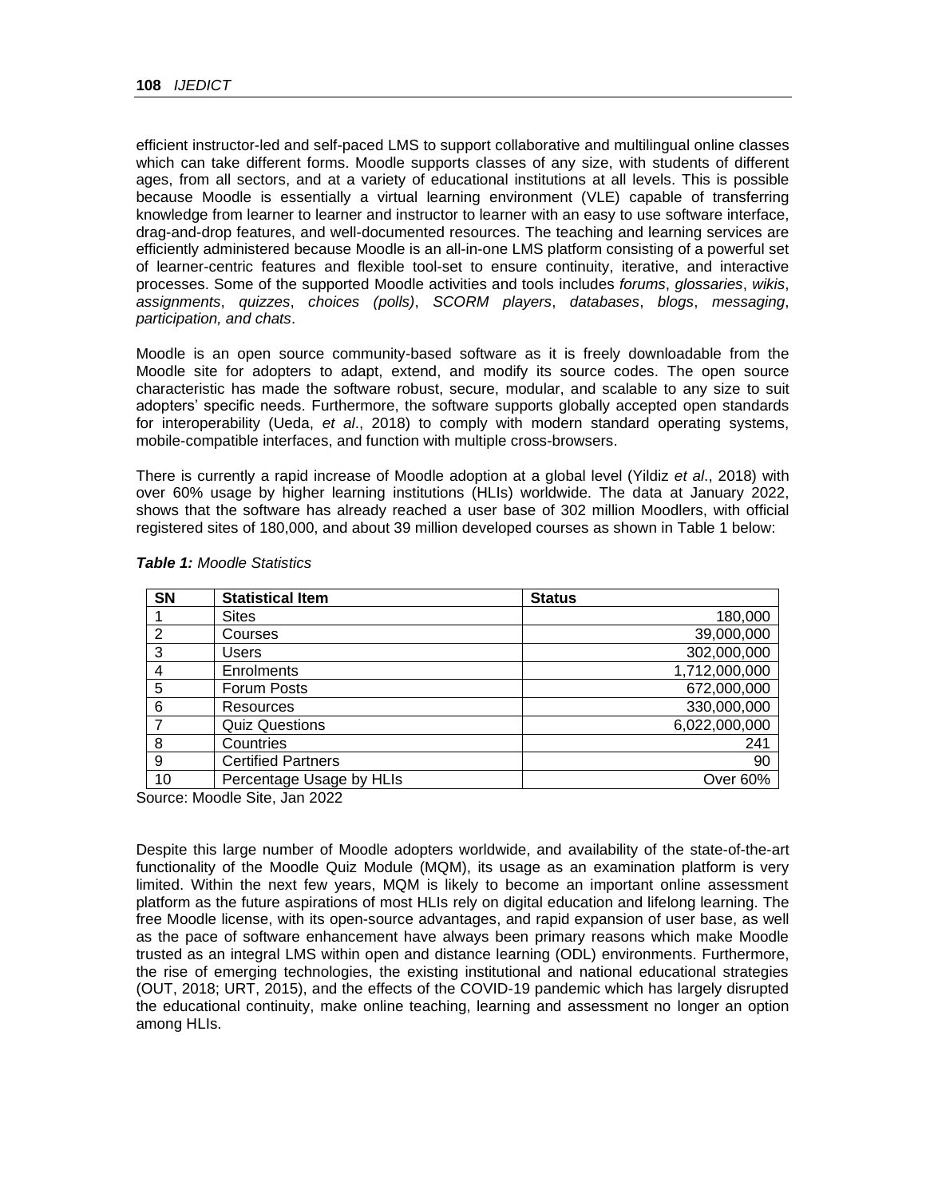efficient instructor-led and self-paced LMS to support collaborative and multilingual online classes which can take different forms. Moodle supports classes of any size, with students of different ages, from all sectors, and at a variety of educational institutions at all levels. This is possible because Moodle is essentially a virtual learning environment (VLE) capable of transferring knowledge from learner to learner and instructor to learner with an easy to use software interface, drag-and-drop features, and well-documented resources. The teaching and learning services are efficiently administered because Moodle is an all-in-one LMS platform consisting of a powerful set of learner-centric features and flexible tool-set to ensure continuity, iterative, and interactive processes. Some of the supported Moodle activities and tools includes *forums*, *glossaries*, *wikis*, *assignments*, *quizzes*, *choices (polls)*, *SCORM players*, *databases*, *blogs*, *messaging*, *participation, and chats*.

Moodle is an open source community-based software as it is freely downloadable from the Moodle site for adopters to adapt, extend, and modify its source codes. The open source characteristic has made the software robust, secure, modular, and scalable to any size to suit adopters' specific needs. Furthermore, the software supports globally accepted open standards for interoperability (Ueda, *et al*., 2018) to comply with modern standard operating systems, mobile-compatible interfaces, and function with multiple cross-browsers.

There is currently a rapid increase of Moodle adoption at a global level (Yildiz *et al*., 2018) with over 60% usage by higher learning institutions (HLIs) worldwide. The data at January 2022, shows that the software has already reached a user base of 302 million Moodlers, with official registered sites of 180,000, and about 39 million developed courses as shown in Table 1 below:

***Table 1:*** *Moodle Statistics*

| SN | Statistical Item | Status |
|---|---|---|
| 1 | Sites | 180,000 |
| 2 | Courses | 39,000,000 |
| 3 | Users | 302,000,000 |
| 4 | Enrolments | 1,712,000,000 |
| 5 | Forum Posts | 672,000,000 |
| 6 | Resources | 330,000,000 |
| 7 | Quiz Questions | 6,022,000,000 |
| 8 | Countries | 241 |
| 9 | Certified Partners | 90 |
| 10 | Percentage Usage by HLIs | Over 60% |

Source: Moodle Site, Jan 2022

Despite this large number of Moodle adopters worldwide, and availability of the state-of-the-art functionality of the Moodle Quiz Module (MQM), its usage as an examination platform is very limited. Within the next few years, MQM is likely to become an important online assessment platform as the future aspirations of most HLIs rely on digital education and lifelong learning. The free Moodle license, with its open-source advantages, and rapid expansion of user base, as well as the pace of software enhancement have always been primary reasons which make Moodle trusted as an integral LMS within open and distance learning (ODL) environments. Furthermore, the rise of emerging technologies, the existing institutional and national educational strategies (OUT, 2018; URT, 2015), and the effects of the COVID-19 pandemic which has largely disrupted the educational continuity, make online teaching, learning and assessment no longer an option among HLIs.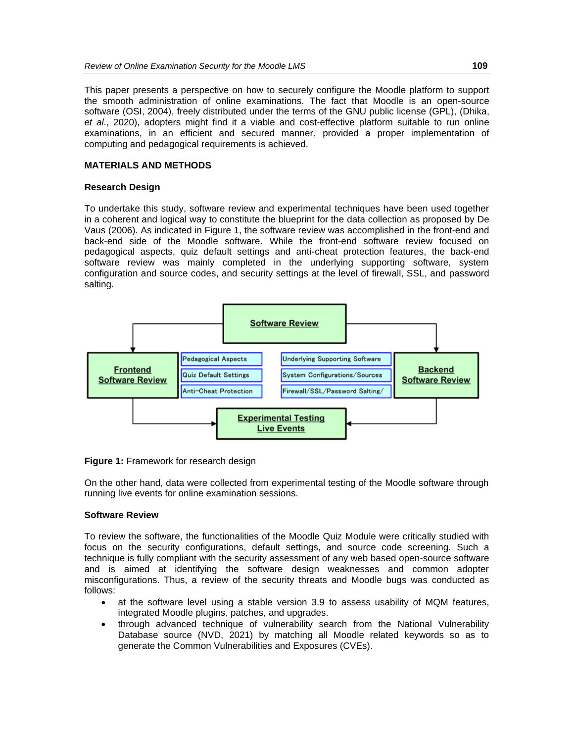This paper presents a perspective on how to securely configure the Moodle platform to support the smooth administration of online examinations. The fact that Moodle is an open-source software (OSI, 2004), freely distributed under the terms of the GNU public license (GPL), (Dhika, *et al*., 2020), adopters might find it a viable and cost-effective platform suitable to run online examinations, in an efficient and secured manner, provided a proper implementation of computing and pedagogical requirements is achieved.

## MATERIALS AND METHODS

### Research Design

To undertake this study, software review and experimental techniques have been used together in a coherent and logical way to constitute the blueprint for the data collection as proposed by De Vaus (2006). As indicated in Figure 1, the software review was accomplished in the front-end and back-end side of the Moodle software. While the front-end software review focused on pedagogical aspects, quiz default settings and anti-cheat protection features, the back-end software review was mainly completed in the underlying supporting software, system configuration and source codes, and security settings at the level of firewall, SSL, and password salting.

**Figure 1:** Framework for research design

On the other hand, data were collected from experimental testing of the Moodle software through running live events for online examination sessions.

### Software Review

To review the software, the functionalities of the Moodle Quiz Module were critically studied with focus on the security configurations, default settings, and source code screening. Such a technique is fully compliant with the security assessment of any web based open-source software and is aimed at identifying the software design weaknesses and common adopter misconfigurations. Thus, a review of the security threats and Moodle bugs was conducted as follows:

- at the software level using a stable version 3.9 to assess usability of MQM features, integrated Moodle plugins, patches, and upgrades.
- through advanced technique of vulnerability search from the National Vulnerability Database source (NVD, 2021) by matching all Moodle related keywords so as to generate the Common Vulnerabilities and Exposures (CVEs).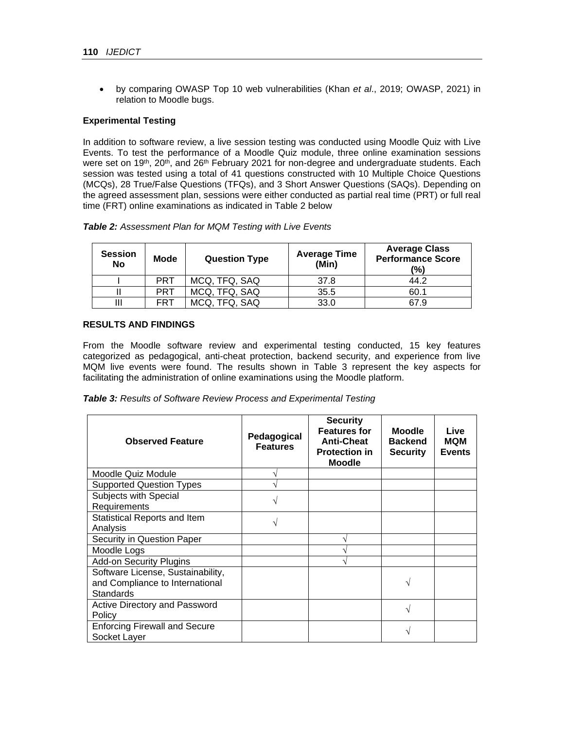- by comparing OWASP Top 10 web vulnerabilities (Khan *et al*., 2019; OWASP, 2021) in relation to Moodle bugs.

**Experimental Testing**

In addition to software review, a live session testing was conducted using Moodle Quiz with Live Events. To test the performance of a Moodle Quiz module, three online examination sessions were set on 19th, 20th, and 26th February 2021 for non-degree and undergraduate students. Each session was tested using a total of 41 questions constructed with 10 Multiple Choice Questions (MCQs), 28 True/False Questions (TFQs), and 3 Short Answer Questions (SAQs). Depending on the agreed assessment plan, sessions were either conducted as partial real time (PRT) or full real time (FRT) online examinations as indicated in Table 2 below

***Table 2:*** *Assessment Plan for MQM Testing with Live Events*

| Session No | Mode | Question Type | Average Time (Min) | Average Class Performance Score (%) |
|---|---|---|---|---|
| I | PRT | MCQ, TFQ, SAQ | 37.8 | 44.2 |
| II | PRT | MCQ, TFQ, SAQ | 35.5 | 60.1 |
| III | FRT | MCQ, TFQ, SAQ | 33.0 | 67.9 |

**RESULTS AND FINDINGS**

From the Moodle software review and experimental testing conducted, 15 key features categorized as pedagogical, anti-cheat protection, backend security, and experience from live MQM live events were found. The results shown in Table 3 represent the key aspects for facilitating the administration of online examinations using the Moodle platform.

***Table 3:*** *Results of Software Review Process and Experimental Testing*

| Observed Feature | Pedagogical Features | Security Features for Anti-Cheat Protection in Moodle | Moodle Backend Security | Live MQM Events |
|---|---|---|---|---|
| Moodle Quiz Module | √ | | | |
| Supported Question Types | √ | | | |
| Subjects with Special Requirements | √ | | | |
| Statistical Reports and Item Analysis | √ | | | |
| Security in Question Paper | | √ | | |
| Moodle Logs | | √ | | |
| Add-on Security Plugins | | √ | | |
| Software License, Sustainability, and Compliance to International Standards | | | √ | |
| Active Directory and Password Policy | | | √ | |
| Enforcing Firewall and Secure Socket Layer | | | √ | |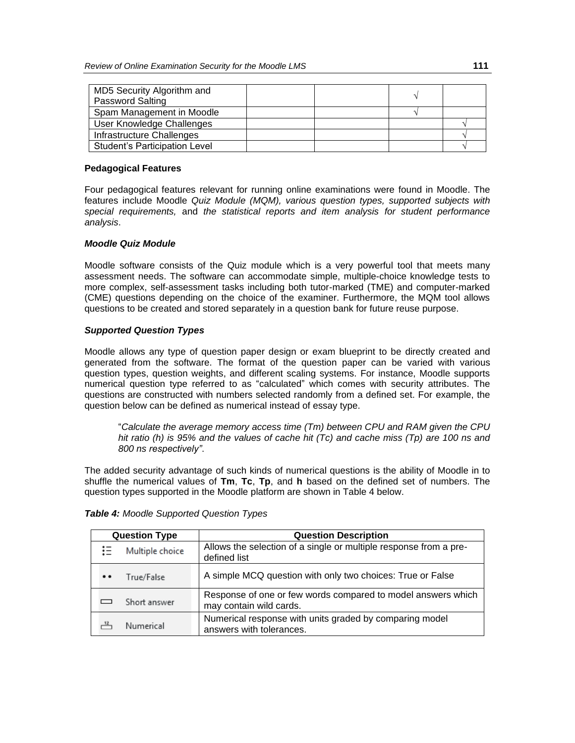| | | | | |
|---|---|---|---|---|
| MD5 Security Algorithm and Password Salting | | | √ | |
| Spam Management in Moodle | | | √ | |
| User Knowledge Challenges | | | | √ |
| Infrastructure Challenges | | | | √ |
| Student's Participation Level | | | | √ |

**Pedagogical Features**

Four pedagogical features relevant for running online examinations were found in Moodle. The features include Moodle *Quiz Module (MQM), various question types, supported subjects with special requirements,* and *the statistical reports and item analysis for student performance analysis*.

***Moodle Quiz Module***

Moodle software consists of the Quiz module which is a very powerful tool that meets many assessment needs. The software can accommodate simple, multiple-choice knowledge tests to more complex, self-assessment tasks including both tutor-marked (TME) and computer-marked (CME) questions depending on the choice of the examiner. Furthermore, the MQM tool allows questions to be created and stored separately in a question bank for future reuse purpose.

***Supported Question Types***

Moodle allows any type of question paper design or exam blueprint to be directly created and generated from the software. The format of the question paper can be varied with various question types, question weights, and different scaling systems. For instance, Moodle supports numerical question type referred to as "calculated" which comes with security attributes. The questions are constructed with numbers selected randomly from a defined set. For example, the question below can be defined as numerical instead of essay type.

> "*Calculate the average memory access time (Tm) between CPU and RAM given the CPU hit ratio (h) is 95% and the values of cache hit (Tc) and cache miss (Tp) are 100 ns and 800 ns respectively"*.

The added security advantage of such kinds of numerical questions is the ability of Moodle in to shuffle the numerical values of **Tm**, **Tc**, **Tp**, and **h** based on the defined set of numbers. The question types supported in the Moodle platform are shown in Table 4 below.

***Table 4:** Moodle Supported Question Types*

| Question Type | Question Description |
|---|---|
| Multiple choice | Allows the selection of a single or multiple response from a pre-defined list |
| True/False | A simple MCQ question with only two choices: True or False |
| Short answer | Response of one or few words compared to model answers which may contain wild cards. |
| Numerical | Numerical response with units graded by comparing model answers with tolerances. |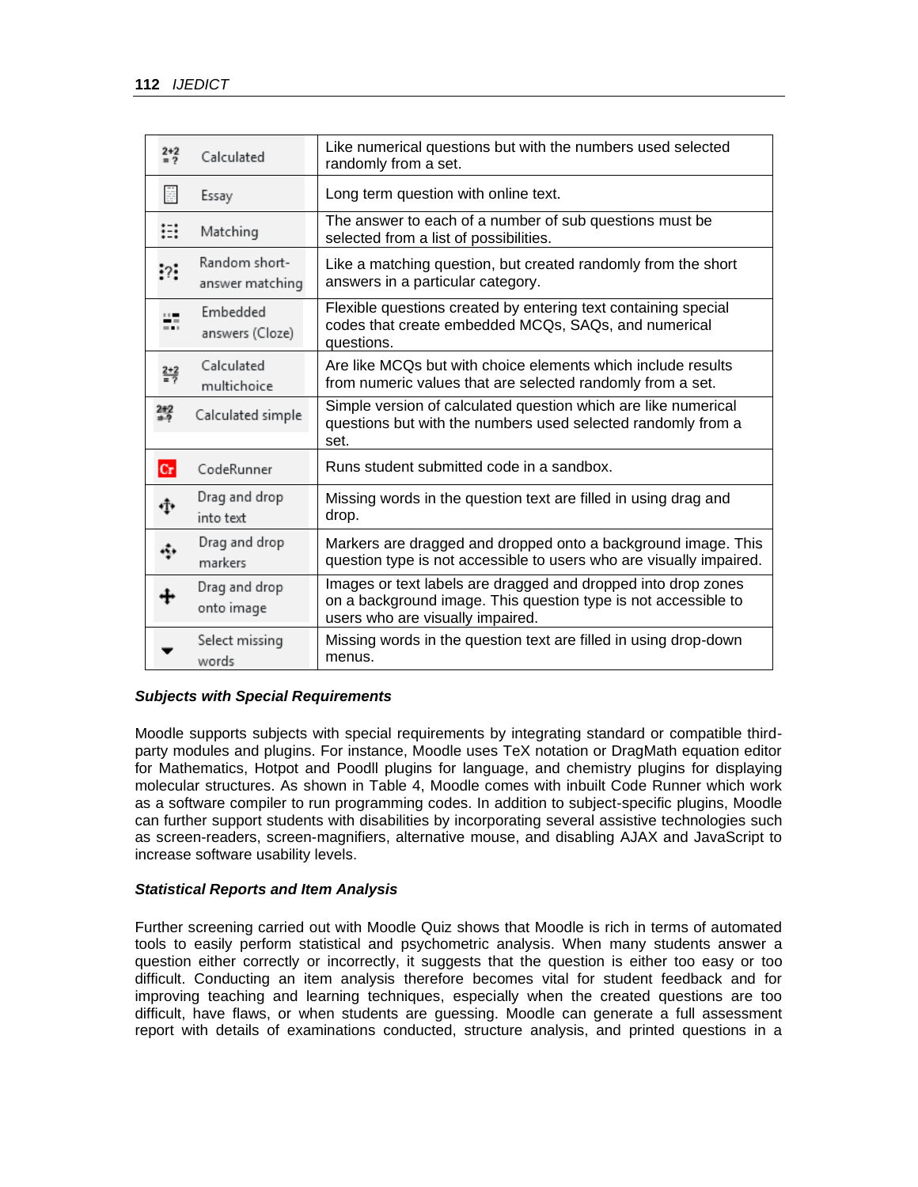| Question type | Description |
|---|---|
| Calculated | Like numerical questions but with the numbers used selected randomly from a set. |
| Essay | Long term question with online text. |
| Matching | The answer to each of a number of sub questions must be selected from a list of possibilities. |
| Random short-answer matching | Like a matching question, but created randomly from the short answers in a particular category. |
| Embedded answers (Cloze) | Flexible questions created by entering text containing special codes that create embedded MCQs, SAQs, and numerical questions. |
| Calculated multichoice | Are like MCQs but with choice elements which include results from numeric values that are selected randomly from a set. |
| Calculated simple | Simple version of calculated question which are like numerical questions but with the numbers used selected randomly from a set. |
| CodeRunner | Runs student submitted code in a sandbox. |
| Drag and drop into text | Missing words in the question text are filled in using drag and drop. |
| Drag and drop markers | Markers are dragged and dropped onto a background image. This question type is not accessible to users who are visually impaired. |
| Drag and drop onto image | Images or text labels are dragged and dropped into drop zones on a background image. This question type is not accessible to users who are visually impaired. |
| Select missing words | Missing words in the question text are filled in using drop-down menus. |

### *Subjects with Special Requirements*

Moodle supports subjects with special requirements by integrating standard or compatible third-party modules and plugins. For instance, Moodle uses TeX notation or DragMath equation editor for Mathematics, Hotpot and Poodll plugins for language, and chemistry plugins for displaying molecular structures. As shown in Table 4, Moodle comes with inbuilt Code Runner which work as a software compiler to run programming codes. In addition to subject-specific plugins, Moodle can further support students with disabilities by incorporating several assistive technologies such as screen-readers, screen-magnifiers, alternative mouse, and disabling AJAX and JavaScript to increase software usability levels.

### *Statistical Reports and Item Analysis*

Further screening carried out with Moodle Quiz shows that Moodle is rich in terms of automated tools to easily perform statistical and psychometric analysis. When many students answer a question either correctly or incorrectly, it suggests that the question is either too easy or too difficult. Conducting an item analysis therefore becomes vital for student feedback and for improving teaching and learning techniques, especially when the created questions are too difficult, have flaws, or when students are guessing. Moodle can generate a full assessment report with details of examinations conducted, structure analysis, and printed questions in a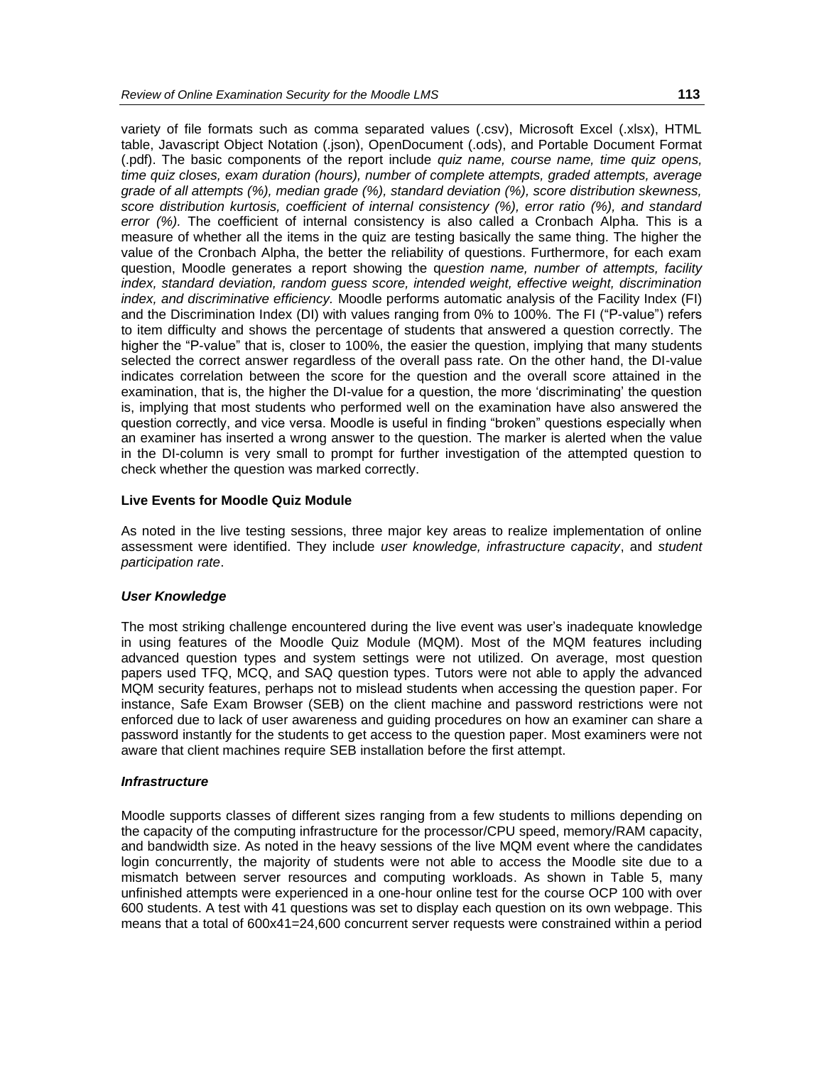variety of file formats such as comma separated values (.csv), Microsoft Excel (.xlsx), HTML table, Javascript Object Notation (.json), OpenDocument (.ods), and Portable Document Format (.pdf). The basic components of the report include *quiz name, course name, time quiz opens, time quiz closes, exam duration (hours), number of complete attempts, graded attempts, average grade of all attempts (%), median grade (%), standard deviation (%), score distribution skewness, score distribution kurtosis, coefficient of internal consistency (%), error ratio (%), and standard error (%).* The coefficient of internal consistency is also called a Cronbach Alpha. This is a measure of whether all the items in the quiz are testing basically the same thing. The higher the value of the Cronbach Alpha, the better the reliability of questions. Furthermore, for each exam question, Moodle generates a report showing the q*uestion name, number of attempts, facility index, standard deviation, random guess score, intended weight, effective weight, discrimination index, and discriminative efficiency.* Moodle performs automatic analysis of the Facility Index (FI) and the Discrimination Index (DI) with values ranging from 0% to 100%. The FI ("P-value") refers to item difficulty and shows the percentage of students that answered a question correctly. The higher the "P-value" that is, closer to 100%, the easier the question, implying that many students selected the correct answer regardless of the overall pass rate. On the other hand, the DI-value indicates correlation between the score for the question and the overall score attained in the examination, that is, the higher the DI-value for a question, the more 'discriminating' the question is, implying that most students who performed well on the examination have also answered the question correctly, and vice versa. Moodle is useful in finding "broken" questions especially when an examiner has inserted a wrong answer to the question. The marker is alerted when the value in the DI-column is very small to prompt for further investigation of the attempted question to check whether the question was marked correctly.

**Live Events for Moodle Quiz Module**

As noted in the live testing sessions, three major key areas to realize implementation of online assessment were identified. They include *user knowledge, infrastructure capacity*, and *student participation rate*.

***User Knowledge***

The most striking challenge encountered during the live event was user's inadequate knowledge in using features of the Moodle Quiz Module (MQM). Most of the MQM features including advanced question types and system settings were not utilized. On average, most question papers used TFQ, MCQ, and SAQ question types. Tutors were not able to apply the advanced MQM security features, perhaps not to mislead students when accessing the question paper. For instance, Safe Exam Browser (SEB) on the client machine and password restrictions were not enforced due to lack of user awareness and guiding procedures on how an examiner can share a password instantly for the students to get access to the question paper. Most examiners were not aware that client machines require SEB installation before the first attempt.

***Infrastructure***

Moodle supports classes of different sizes ranging from a few students to millions depending on the capacity of the computing infrastructure for the processor/CPU speed, memory/RAM capacity, and bandwidth size. As noted in the heavy sessions of the live MQM event where the candidates login concurrently, the majority of students were not able to access the Moodle site due to a mismatch between server resources and computing workloads. As shown in Table 5, many unfinished attempts were experienced in a one-hour online test for the course OCP 100 with over 600 students. A test with 41 questions was set to display each question on its own webpage. This means that a total of 600x41=24,600 concurrent server requests were constrained within a period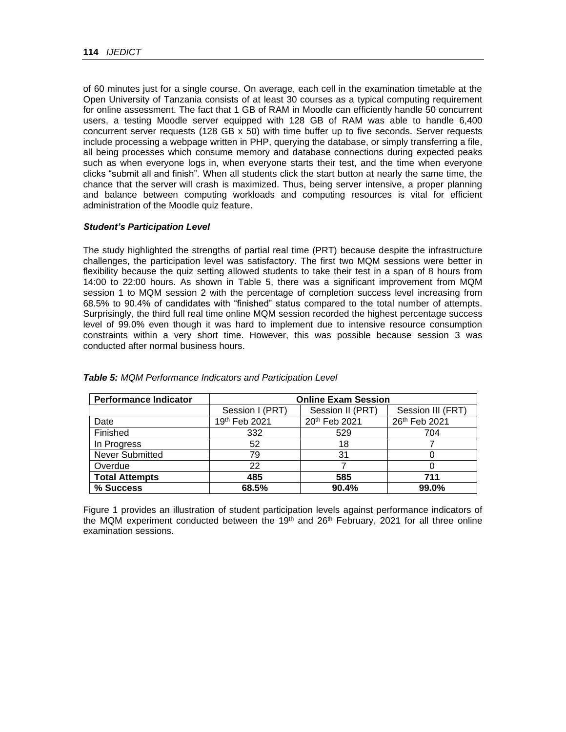of 60 minutes just for a single course. On average, each cell in the examination timetable at the Open University of Tanzania consists of at least 30 courses as a typical computing requirement for online assessment. The fact that 1 GB of RAM in Moodle can efficiently handle 50 concurrent users, a testing Moodle server equipped with 128 GB of RAM was able to handle 6,400 concurrent server requests (128 GB x 50) with time buffer up to five seconds. Server requests include processing a webpage written in PHP, querying the database, or simply transferring a file, all being processes which consume memory and database connections during expected peaks such as when everyone logs in, when everyone starts their test, and the time when everyone clicks "submit all and finish". When all students click the start button at nearly the same time, the chance that the server will crash is maximized. Thus, being server intensive, a proper planning and balance between computing workloads and computing resources is vital for efficient administration of the Moodle quiz feature.

### *Student's Participation Level*

The study highlighted the strengths of partial real time (PRT) because despite the infrastructure challenges, the participation level was satisfactory. The first two MQM sessions were better in flexibility because the quiz setting allowed students to take their test in a span of 8 hours from 14:00 to 22:00 hours. As shown in Table 5, there was a significant improvement from MQM session 1 to MQM session 2 with the percentage of completion success level increasing from 68.5% to 90.4% of candidates with "finished" status compared to the total number of attempts. Surprisingly, the third full real time online MQM session recorded the highest percentage success level of 99.0% even though it was hard to implement due to intensive resource consumption constraints within a very short time. However, this was possible because session 3 was conducted after normal business hours.

***Table 5:*** *MQM Performance Indicators and Participation Level*

| **Performance Indicator** | **Online Exam Session** | | |
|---|---|---|---|
| | Session I (PRT) | Session II (PRT) | Session III (FRT) |
| Date | 19th Feb 2021 | 20th Feb 2021 | 26th Feb 2021 |
| Finished | 332 | 529 | 704 |
| In Progress | 52 | 18 | 7 |
| Never Submitted | 79 | 31 | 0 |
| Overdue | 22 | 7 | 0 |
| **Total Attempts** | **485** | **585** | **711** |
| **% Success** | **68.5%** | **90.4%** | **99.0%** |

Figure 1 provides an illustration of student participation levels against performance indicators of the MQM experiment conducted between the 19th and 26th February, 2021 for all three online examination sessions.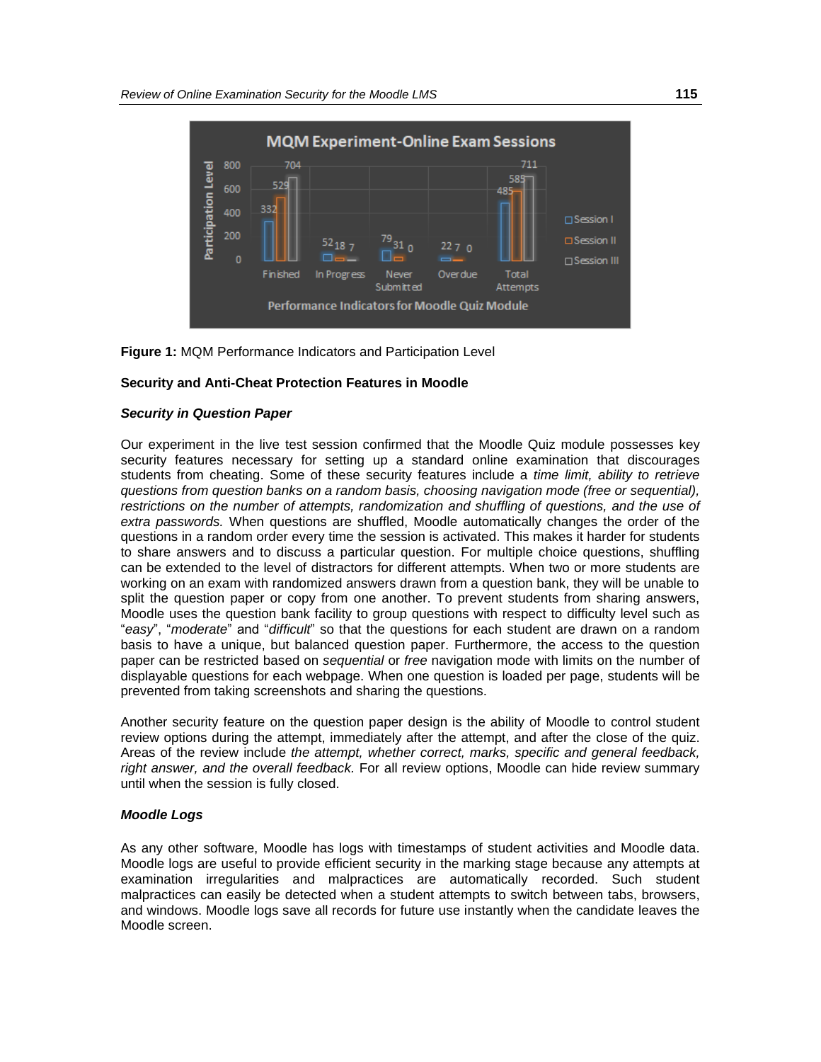**Figure 1:** MQM Performance Indicators and Participation Level

**Security and Anti-Cheat Protection Features in Moodle**

***Security in Question Paper***

Our experiment in the live test session confirmed that the Moodle Quiz module possesses key security features necessary for setting up a standard online examination that discourages students from cheating. Some of these security features include a *time limit, ability to retrieve questions from question banks on a random basis, choosing navigation mode (free or sequential), restrictions on the number of attempts, randomization and shuffling of questions, and the use of extra passwords.* When questions are shuffled, Moodle automatically changes the order of the questions in a random order every time the session is activated. This makes it harder for students to share answers and to discuss a particular question. For multiple choice questions, shuffling can be extended to the level of distractors for different attempts. When two or more students are working on an exam with randomized answers drawn from a question bank, they will be unable to split the question paper or copy from one another. To prevent students from sharing answers, Moodle uses the question bank facility to group questions with respect to difficulty level such as "*easy*", "*moderate*" and "*difficult*" so that the questions for each student are drawn on a random basis to have a unique, but balanced question paper. Furthermore, the access to the question paper can be restricted based on *sequential* or *free* navigation mode with limits on the number of displayable questions for each webpage. When one question is loaded per page, students will be prevented from taking screenshots and sharing the questions.

Another security feature on the question paper design is the ability of Moodle to control student review options during the attempt, immediately after the attempt, and after the close of the quiz. Areas of the review include *the attempt, whether correct, marks, specific and general feedback, right answer, and the overall feedback.* For all review options, Moodle can hide review summary until when the session is fully closed.

***Moodle Logs***

As any other software, Moodle has logs with timestamps of student activities and Moodle data. Moodle logs are useful to provide efficient security in the marking stage because any attempts at examination irregularities and malpractices are automatically recorded. Such student malpractices can easily be detected when a student attempts to switch between tabs, browsers, and windows. Moodle logs save all records for future use instantly when the candidate leaves the Moodle screen.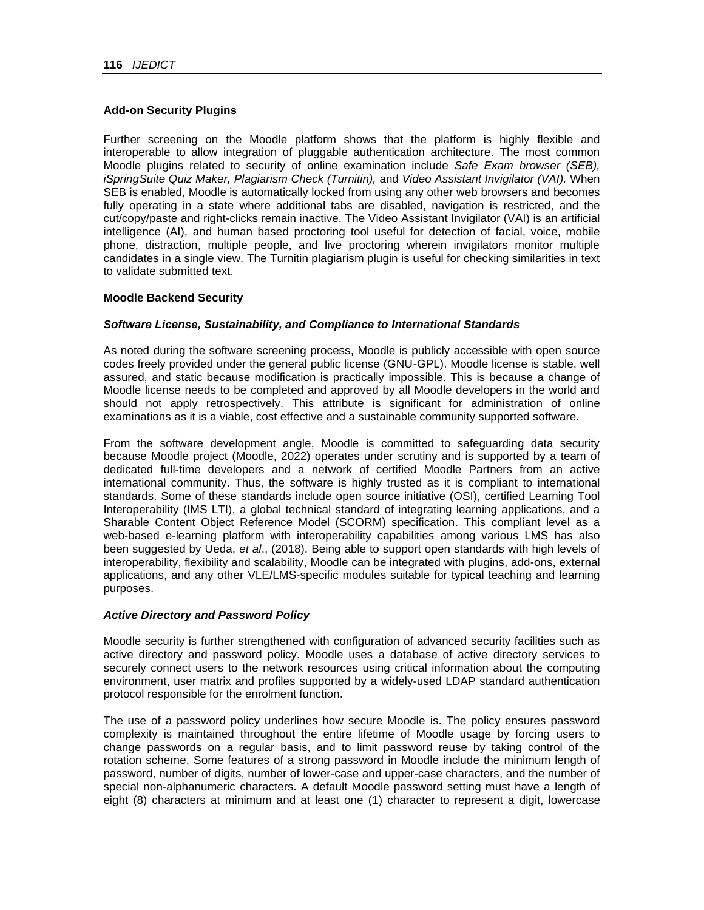### Add-on Security Plugins

Further screening on the Moodle platform shows that the platform is highly flexible and interoperable to allow integration of pluggable authentication architecture. The most common Moodle plugins related to security of online examination include *Safe Exam browser (SEB), iSpringSuite Quiz Maker, Plagiarism Check (Turnitin),* and *Video Assistant Invigilator (VAI).* When SEB is enabled, Moodle is automatically locked from using any other web browsers and becomes fully operating in a state where additional tabs are disabled, navigation is restricted, and the cut/copy/paste and right-clicks remain inactive. The Video Assistant Invigilator (VAI) is an artificial intelligence (AI), and human based proctoring tool useful for detection of facial, voice, mobile phone, distraction, multiple people, and live proctoring wherein invigilators monitor multiple candidates in a single view. The Turnitin plagiarism plugin is useful for checking similarities in text to validate submitted text.

### Moodle Backend Security

#### *Software License, Sustainability, and Compliance to International Standards*

As noted during the software screening process, Moodle is publicly accessible with open source codes freely provided under the general public license (GNU-GPL). Moodle license is stable, well assured, and static because modification is practically impossible. This is because a change of Moodle license needs to be completed and approved by all Moodle developers in the world and should not apply retrospectively. This attribute is significant for administration of online examinations as it is a viable, cost effective and a sustainable community supported software.

From the software development angle, Moodle is committed to safeguarding data security because Moodle project (Moodle, 2022) operates under scrutiny and is supported by a team of dedicated full-time developers and a network of certified Moodle Partners from an active international community. Thus, the software is highly trusted as it is compliant to international standards. Some of these standards include open source initiative (OSI), certified Learning Tool Interoperability (IMS LTI), a global technical standard of integrating learning applications, and a Sharable Content Object Reference Model (SCORM) specification. This compliant level as a web-based e-learning platform with interoperability capabilities among various LMS has also been suggested by Ueda, *et al*., (2018). Being able to support open standards with high levels of interoperability, flexibility and scalability, Moodle can be integrated with plugins, add-ons, external applications, and any other VLE/LMS-specific modules suitable for typical teaching and learning purposes.

#### *Active Directory and Password Policy*

Moodle security is further strengthened with configuration of advanced security facilities such as active directory and password policy. Moodle uses a database of active directory services to securely connect users to the network resources using critical information about the computing environment, user matrix and profiles supported by a widely-used LDAP standard authentication protocol responsible for the enrolment function.

The use of a password policy underlines how secure Moodle is. The policy ensures password complexity is maintained throughout the entire lifetime of Moodle usage by forcing users to change passwords on a regular basis, and to limit password reuse by taking control of the rotation scheme. Some features of a strong password in Moodle include the minimum length of password, number of digits, number of lower-case and upper-case characters, and the number of special non-alphanumeric characters. A default Moodle password setting must have a length of eight (8) characters at minimum and at least one (1) character to represent a digit, lowercase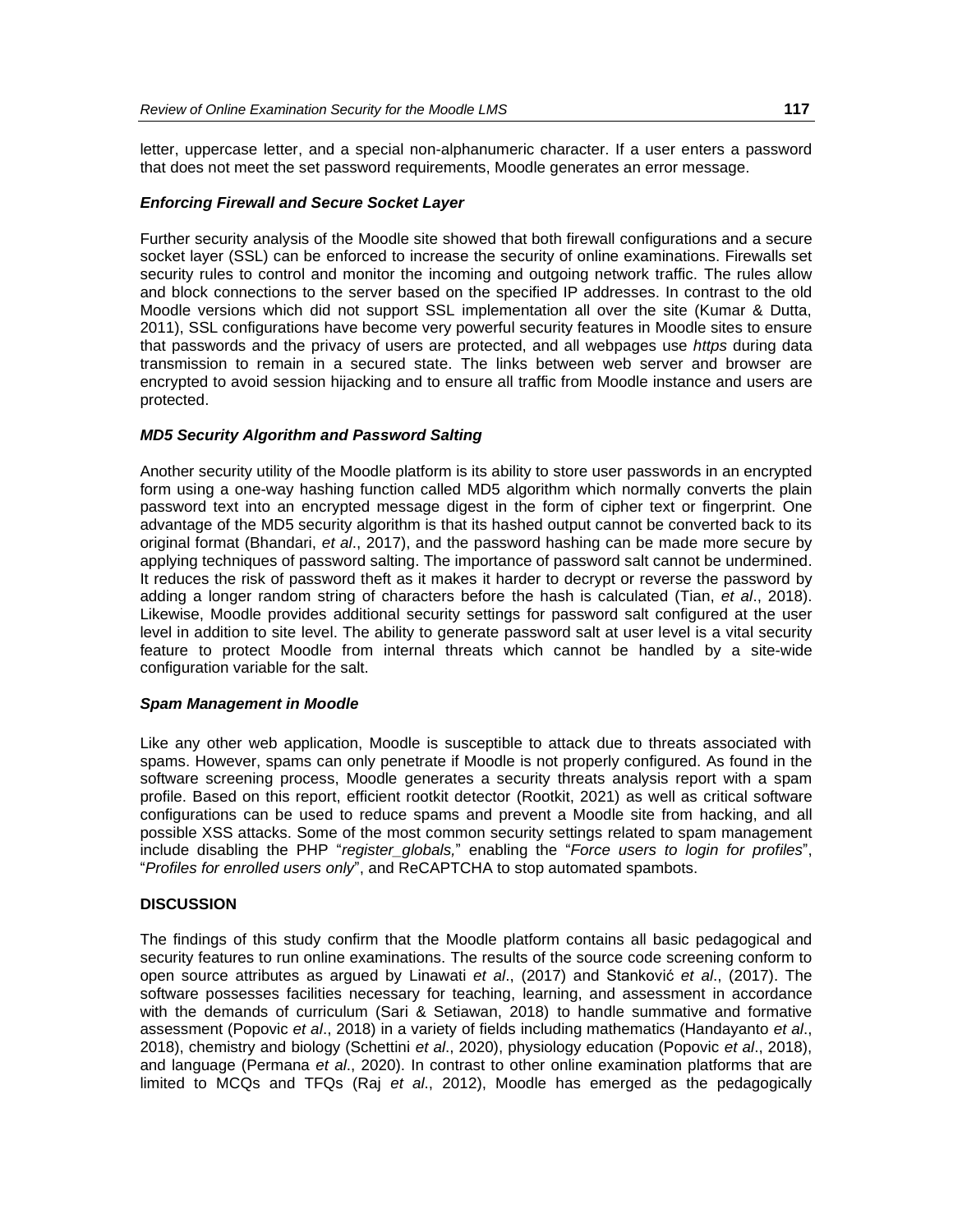letter, uppercase letter, and a special non-alphanumeric character. If a user enters a password that does not meet the set password requirements, Moodle generates an error message.

#### *Enforcing Firewall and Secure Socket Layer*

Further security analysis of the Moodle site showed that both firewall configurations and a secure socket layer (SSL) can be enforced to increase the security of online examinations. Firewalls set security rules to control and monitor the incoming and outgoing network traffic. The rules allow and block connections to the server based on the specified IP addresses. In contrast to the old Moodle versions which did not support SSL implementation all over the site (Kumar & Dutta, 2011), SSL configurations have become very powerful security features in Moodle sites to ensure that passwords and the privacy of users are protected, and all webpages use *https* during data transmission to remain in a secured state. The links between web server and browser are encrypted to avoid session hijacking and to ensure all traffic from Moodle instance and users are protected.

#### *MD5 Security Algorithm and Password Salting*

Another security utility of the Moodle platform is its ability to store user passwords in an encrypted form using a one-way hashing function called MD5 algorithm which normally converts the plain password text into an encrypted message digest in the form of cipher text or fingerprint. One advantage of the MD5 security algorithm is that its hashed output cannot be converted back to its original format (Bhandari, *et al*., 2017), and the password hashing can be made more secure by applying techniques of password salting. The importance of password salt cannot be undermined. It reduces the risk of password theft as it makes it harder to decrypt or reverse the password by adding a longer random string of characters before the hash is calculated (Tian, *et al*., 2018). Likewise, Moodle provides additional security settings for password salt configured at the user level in addition to site level. The ability to generate password salt at user level is a vital security feature to protect Moodle from internal threats which cannot be handled by a site-wide configuration variable for the salt.

#### *Spam Management in Moodle*

Like any other web application, Moodle is susceptible to attack due to threats associated with spams. However, spams can only penetrate if Moodle is not properly configured. As found in the software screening process, Moodle generates a security threats analysis report with a spam profile. Based on this report, efficient rootkit detector (Rootkit, 2021) as well as critical software configurations can be used to reduce spams and prevent a Moodle site from hacking, and all possible XSS attacks. Some of the most common security settings related to spam management include disabling the PHP "*register_globals,*" enabling the "*Force users to login for profiles*", "*Profiles for enrolled users only*", and ReCAPTCHA to stop automated spambots.

## DISCUSSION

The findings of this study confirm that the Moodle platform contains all basic pedagogical and security features to run online examinations. The results of the source code screening conform to open source attributes as argued by Linawati *et al*., (2017) and Stanković *et al*., (2017). The software possesses facilities necessary for teaching, learning, and assessment in accordance with the demands of curriculum (Sari & Setiawan, 2018) to handle summative and formative assessment (Popovic *et al*., 2018) in a variety of fields including mathematics (Handayanto *et al*., 2018), chemistry and biology (Schettini *et al*., 2020), physiology education (Popovic *et al*., 2018), and language (Permana *et al*., 2020). In contrast to other online examination platforms that are limited to MCQs and TFQs (Raj *et al*., 2012), Moodle has emerged as the pedagogically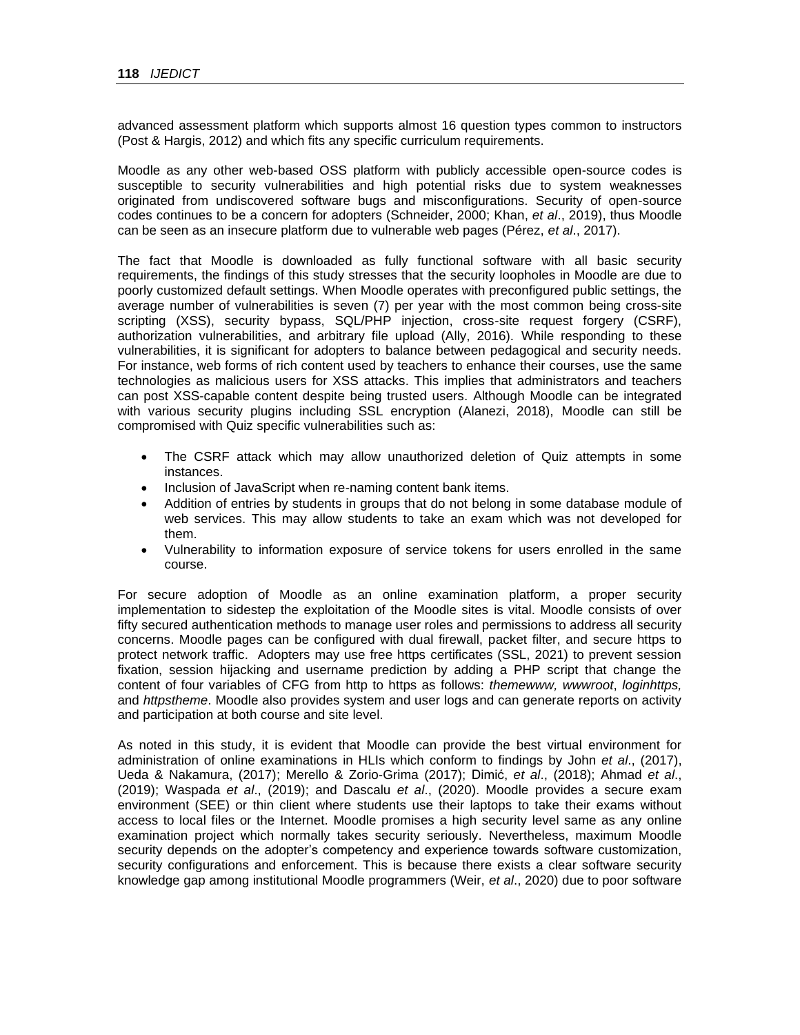advanced assessment platform which supports almost 16 question types common to instructors (Post & Hargis, 2012) and which fits any specific curriculum requirements.

Moodle as any other web-based OSS platform with publicly accessible open-source codes is susceptible to security vulnerabilities and high potential risks due to system weaknesses originated from undiscovered software bugs and misconfigurations. Security of open-source codes continues to be a concern for adopters (Schneider, 2000; Khan, *et al*., 2019), thus Moodle can be seen as an insecure platform due to vulnerable web pages (Pérez, *et al*., 2017).

The fact that Moodle is downloaded as fully functional software with all basic security requirements, the findings of this study stresses that the security loopholes in Moodle are due to poorly customized default settings. When Moodle operates with preconfigured public settings, the average number of vulnerabilities is seven (7) per year with the most common being cross-site scripting (XSS), security bypass, SQL/PHP injection, cross-site request forgery (CSRF), authorization vulnerabilities, and arbitrary file upload (Ally, 2016). While responding to these vulnerabilities, it is significant for adopters to balance between pedagogical and security needs. For instance, web forms of rich content used by teachers to enhance their courses, use the same technologies as malicious users for XSS attacks. This implies that administrators and teachers can post XSS-capable content despite being trusted users. Although Moodle can be integrated with various security plugins including SSL encryption (Alanezi, 2018), Moodle can still be compromised with Quiz specific vulnerabilities such as:

- The CSRF attack which may allow unauthorized deletion of Quiz attempts in some instances.
- Inclusion of JavaScript when re-naming content bank items.
- Addition of entries by students in groups that do not belong in some database module of web services. This may allow students to take an exam which was not developed for them.
- Vulnerability to information exposure of service tokens for users enrolled in the same course.

For secure adoption of Moodle as an online examination platform, a proper security implementation to sidestep the exploitation of the Moodle sites is vital. Moodle consists of over fifty secured authentication methods to manage user roles and permissions to address all security concerns. Moodle pages can be configured with dual firewall, packet filter, and secure https to protect network traffic. Adopters may use free https certificates (SSL, 2021) to prevent session fixation, session hijacking and username prediction by adding a PHP script that change the content of four variables of CFG from http to https as follows: *themewww, wwwroot*, *loginhttps,* and *httpstheme*. Moodle also provides system and user logs and can generate reports on activity and participation at both course and site level.

As noted in this study, it is evident that Moodle can provide the best virtual environment for administration of online examinations in HLIs which conform to findings by John *et al*., (2017), Ueda & Nakamura, (2017); Merello & Zorio-Grima (2017); Dimić, *et al*., (2018); Ahmad *et al*., (2019); Waspada *et al*., (2019); and Dascalu *et al*., (2020). Moodle provides a secure exam environment (SEE) or thin client where students use their laptops to take their exams without access to local files or the Internet. Moodle promises a high security level same as any online examination project which normally takes security seriously. Nevertheless, maximum Moodle security depends on the adopter's competency and experience towards software customization, security configurations and enforcement. This is because there exists a clear software security knowledge gap among institutional Moodle programmers (Weir, *et al*., 2020) due to poor software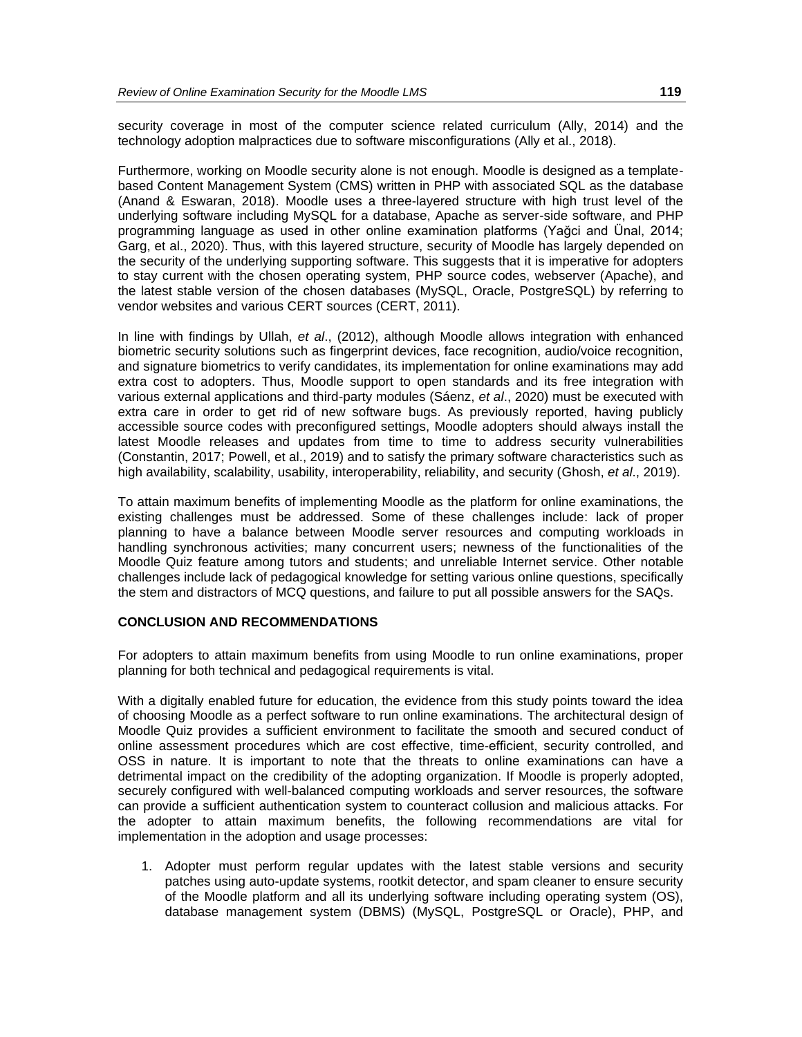security coverage in most of the computer science related curriculum (Ally, 2014) and the technology adoption malpractices due to software misconfigurations (Ally et al., 2018).

Furthermore, working on Moodle security alone is not enough. Moodle is designed as a template-based Content Management System (CMS) written in PHP with associated SQL as the database (Anand & Eswaran, 2018). Moodle uses a three-layered structure with high trust level of the underlying software including MySQL for a database, Apache as server-side software, and PHP programming language as used in other online examination platforms (Yağci and Ünal, 2014; Garg, et al., 2020). Thus, with this layered structure, security of Moodle has largely depended on the security of the underlying supporting software. This suggests that it is imperative for adopters to stay current with the chosen operating system, PHP source codes, webserver (Apache), and the latest stable version of the chosen databases (MySQL, Oracle, PostgreSQL) by referring to vendor websites and various CERT sources (CERT, 2011).

In line with findings by Ullah, *et al*., (2012), although Moodle allows integration with enhanced biometric security solutions such as fingerprint devices, face recognition, audio/voice recognition, and signature biometrics to verify candidates, its implementation for online examinations may add extra cost to adopters. Thus, Moodle support to open standards and its free integration with various external applications and third-party modules (Sáenz, *et al*., 2020) must be executed with extra care in order to get rid of new software bugs. As previously reported, having publicly accessible source codes with preconfigured settings, Moodle adopters should always install the latest Moodle releases and updates from time to time to address security vulnerabilities (Constantin, 2017; Powell, et al., 2019) and to satisfy the primary software characteristics such as high availability, scalability, usability, interoperability, reliability, and security (Ghosh, *et al*., 2019).

To attain maximum benefits of implementing Moodle as the platform for online examinations, the existing challenges must be addressed. Some of these challenges include: lack of proper planning to have a balance between Moodle server resources and computing workloads in handling synchronous activities; many concurrent users; newness of the functionalities of the Moodle Quiz feature among tutors and students; and unreliable Internet service. Other notable challenges include lack of pedagogical knowledge for setting various online questions, specifically the stem and distractors of MCQ questions, and failure to put all possible answers for the SAQs.

## CONCLUSION AND RECOMMENDATIONS

For adopters to attain maximum benefits from using Moodle to run online examinations, proper planning for both technical and pedagogical requirements is vital.

With a digitally enabled future for education, the evidence from this study points toward the idea of choosing Moodle as a perfect software to run online examinations. The architectural design of Moodle Quiz provides a sufficient environment to facilitate the smooth and secured conduct of online assessment procedures which are cost effective, time-efficient, security controlled, and OSS in nature. It is important to note that the threats to online examinations can have a detrimental impact on the credibility of the adopting organization. If Moodle is properly adopted, securely configured with well-balanced computing workloads and server resources, the software can provide a sufficient authentication system to counteract collusion and malicious attacks. For the adopter to attain maximum benefits, the following recommendations are vital for implementation in the adoption and usage processes:

1. Adopter must perform regular updates with the latest stable versions and security patches using auto-update systems, rootkit detector, and spam cleaner to ensure security of the Moodle platform and all its underlying software including operating system (OS), database management system (DBMS) (MySQL, PostgreSQL or Oracle), PHP, and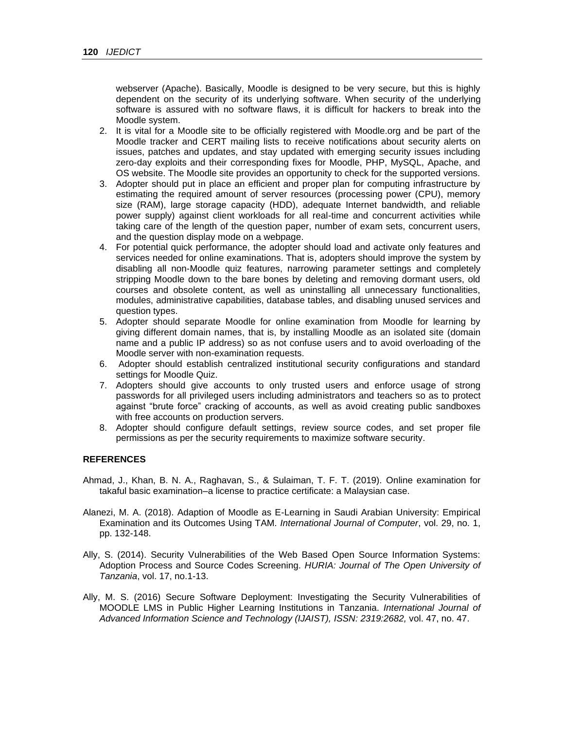webserver (Apache). Basically, Moodle is designed to be very secure, but this is highly dependent on the security of its underlying software. When security of the underlying software is assured with no software flaws, it is difficult for hackers to break into the Moodle system.

2. It is vital for a Moodle site to be officially registered with Moodle.org and be part of the Moodle tracker and CERT mailing lists to receive notifications about security alerts on issues, patches and updates, and stay updated with emerging security issues including zero-day exploits and their corresponding fixes for Moodle, PHP, MySQL, Apache, and OS website. The Moodle site provides an opportunity to check for the supported versions.
3. Adopter should put in place an efficient and proper plan for computing infrastructure by estimating the required amount of server resources (processing power (CPU), memory size (RAM), large storage capacity (HDD), adequate Internet bandwidth, and reliable power supply) against client workloads for all real-time and concurrent activities while taking care of the length of the question paper, number of exam sets, concurrent users, and the question display mode on a webpage.
4. For potential quick performance, the adopter should load and activate only features and services needed for online examinations. That is, adopters should improve the system by disabling all non-Moodle quiz features, narrowing parameter settings and completely stripping Moodle down to the bare bones by deleting and removing dormant users, old courses and obsolete content, as well as uninstalling all unnecessary functionalities, modules, administrative capabilities, database tables, and disabling unused services and question types.
5. Adopter should separate Moodle for online examination from Moodle for learning by giving different domain names, that is, by installing Moodle as an isolated site (domain name and a public IP address) so as not confuse users and to avoid overloading of the Moodle server with non-examination requests.
6. Adopter should establish centralized institutional security configurations and standard settings for Moodle Quiz.
7. Adopters should give accounts to only trusted users and enforce usage of strong passwords for all privileged users including administrators and teachers so as to protect against "brute force" cracking of accounts, as well as avoid creating public sandboxes with free accounts on production servers.
8. Adopter should configure default settings, review source codes, and set proper file permissions as per the security requirements to maximize software security.

## REFERENCES

Ahmad, J., Khan, B. N. A., Raghavan, S., & Sulaiman, T. F. T. (2019). Online examination for takaful basic examination–a license to practice certificate: a Malaysian case.

Alanezi, M. A. (2018). Adaption of Moodle as E-Learning in Saudi Arabian University: Empirical Examination and its Outcomes Using TAM. *International Journal of Computer*, vol. 29, no. 1, pp. 132-148.

Ally, S. (2014). Security Vulnerabilities of the Web Based Open Source Information Systems: Adoption Process and Source Codes Screening. *HURIA: Journal of The Open University of Tanzania*, vol. 17, no.1-13.

Ally, M. S. (2016) Secure Software Deployment: Investigating the Security Vulnerabilities of MOODLE LMS in Public Higher Learning Institutions in Tanzania. *International Journal of Advanced Information Science and Technology (IJAIST), ISSN: 2319:2682,* vol. 47, no. 47.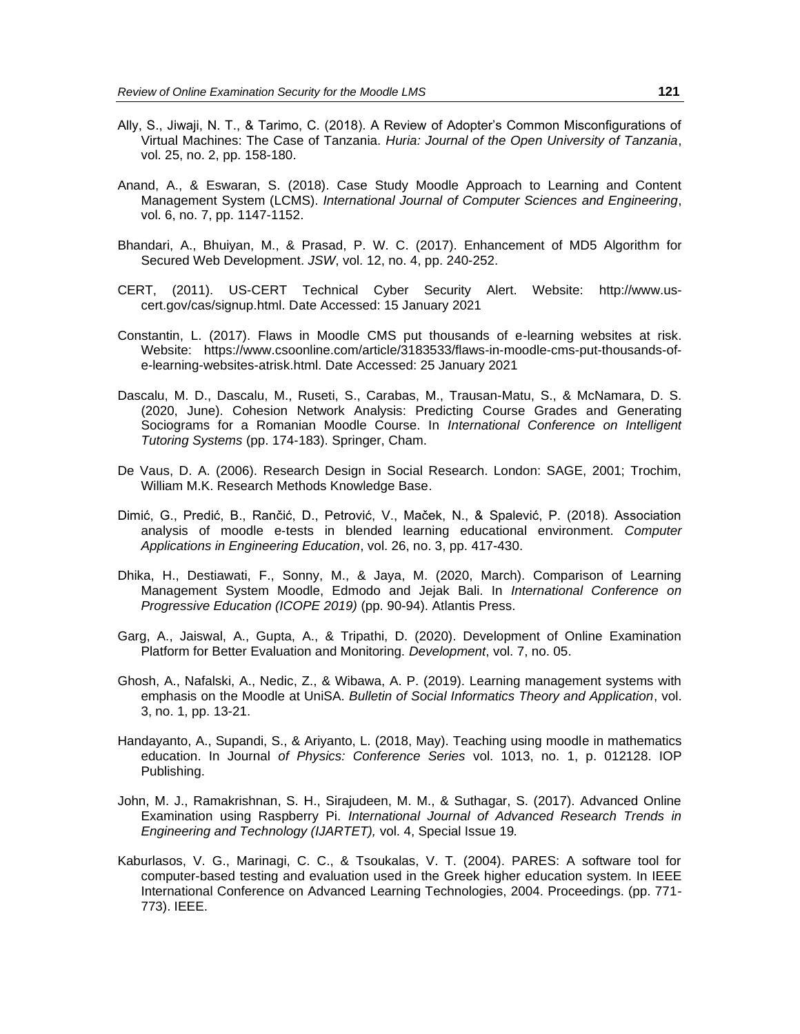Ally, S., Jiwaji, N. T., & Tarimo, C. (2018). A Review of Adopter's Common Misconfigurations of Virtual Machines: The Case of Tanzania. *Huria: Journal of the Open University of Tanzania*, vol. 25, no. 2, pp. 158-180.

Anand, A., & Eswaran, S. (2018). Case Study Moodle Approach to Learning and Content Management System (LCMS). *International Journal of Computer Sciences and Engineering*, vol. 6, no. 7, pp. 1147-1152.

Bhandari, A., Bhuiyan, M., & Prasad, P. W. C. (2017). Enhancement of MD5 Algorithm for Secured Web Development. *JSW*, vol. 12, no. 4, pp. 240-252.

CERT, (2011). US-CERT Technical Cyber Security Alert. Website: http://www.us-cert.gov/cas/signup.html. Date Accessed: 15 January 2021

Constantin, L. (2017). Flaws in Moodle CMS put thousands of e-learning websites at risk. Website: https://www.csoonline.com/article/3183533/flaws-in-moodle-cms-put-thousands-of-e-learning-websites-atrisk.html. Date Accessed: 25 January 2021

Dascalu, M. D., Dascalu, M., Ruseti, S., Carabas, M., Trausan-Matu, S., & McNamara, D. S. (2020, June). Cohesion Network Analysis: Predicting Course Grades and Generating Sociograms for a Romanian Moodle Course. In *International Conference on Intelligent Tutoring Systems* (pp. 174-183). Springer, Cham.

De Vaus, D. A. (2006). Research Design in Social Research. London: SAGE, 2001; Trochim, William M.K. Research Methods Knowledge Base.

Dimić, G., Predić, B., Rančić, D., Petrović, V., Maček, N., & Spalević, P. (2018). Association analysis of moodle e-tests in blended learning educational environment. *Computer Applications in Engineering Education*, vol. 26, no. 3, pp. 417-430.

Dhika, H., Destiawati, F., Sonny, M., & Jaya, M. (2020, March). Comparison of Learning Management System Moodle, Edmodo and Jejak Bali. In *International Conference on Progressive Education (ICOPE 2019)* (pp. 90-94). Atlantis Press.

Garg, A., Jaiswal, A., Gupta, A., & Tripathi, D. (2020). Development of Online Examination Platform for Better Evaluation and Monitoring. *Development*, vol. 7, no. 05.

Ghosh, A., Nafalski, A., Nedic, Z., & Wibawa, A. P. (2019). Learning management systems with emphasis on the Moodle at UniSA. *Bulletin of Social Informatics Theory and Application*, vol. 3, no. 1, pp. 13-21.

Handayanto, A., Supandi, S., & Ariyanto, L. (2018, May). Teaching using moodle in mathematics education. In Journal *of Physics: Conference Series* vol. 1013, no. 1, p. 012128. IOP Publishing.

John, M. J., Ramakrishnan, S. H., Sirajudeen, M. M., & Suthagar, S. (2017). Advanced Online Examination using Raspberry Pi. *International Journal of Advanced Research Trends in Engineering and Technology (IJARTET),* vol. 4, Special Issue 19*.*

Kaburlasos, V. G., Marinagi, C. C., & Tsoukalas, V. T. (2004). PARES: A software tool for computer-based testing and evaluation used in the Greek higher education system. In IEEE International Conference on Advanced Learning Technologies, 2004. Proceedings. (pp. 771-773). IEEE.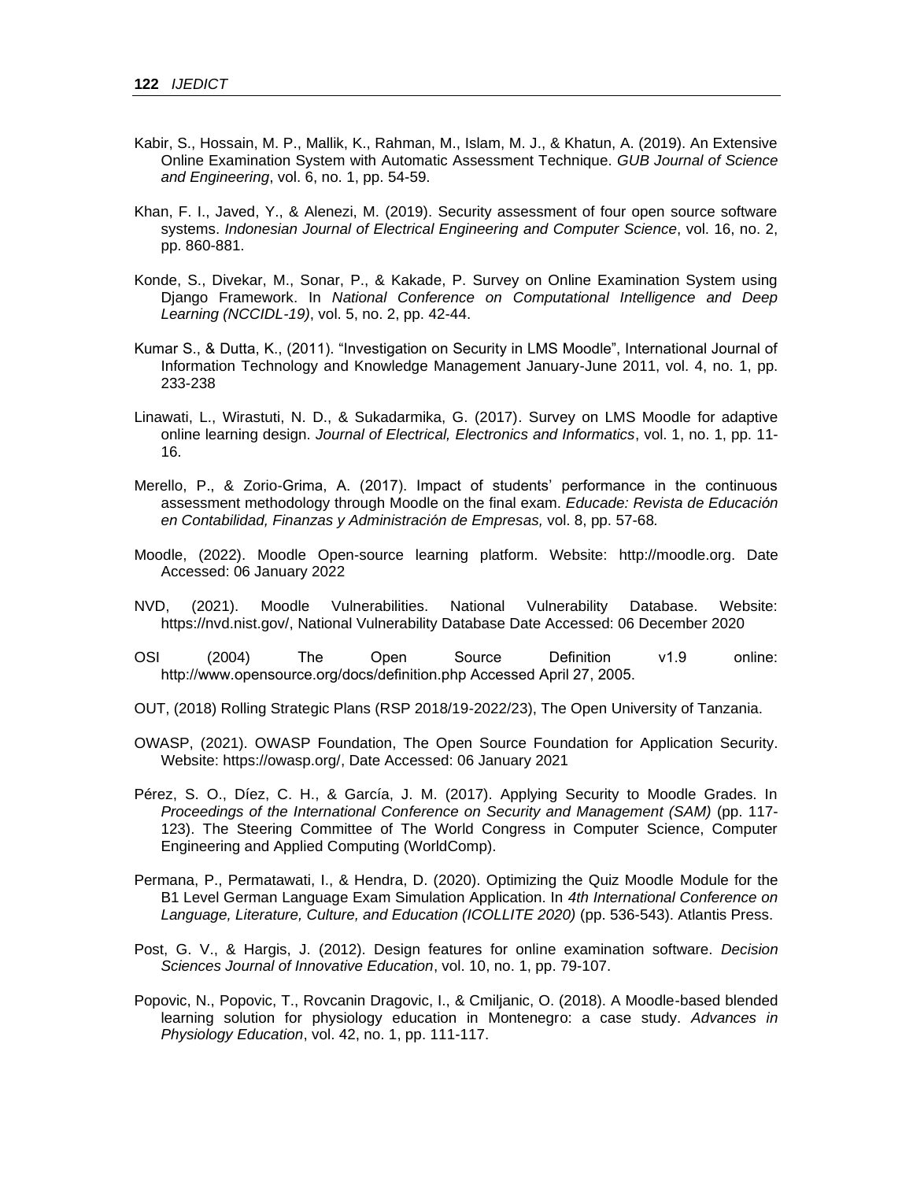Kabir, S., Hossain, M. P., Mallik, K., Rahman, M., Islam, M. J., & Khatun, A. (2019). An Extensive Online Examination System with Automatic Assessment Technique. *GUB Journal of Science and Engineering*, vol. 6, no. 1, pp. 54-59.

Khan, F. I., Javed, Y., & Alenezi, M. (2019). Security assessment of four open source software systems. *Indonesian Journal of Electrical Engineering and Computer Science*, vol. 16, no. 2, pp. 860-881.

Konde, S., Divekar, M., Sonar, P., & Kakade, P. Survey on Online Examination System using Django Framework. In *National Conference on Computational Intelligence and Deep Learning (NCCIDL-19)*, vol. 5, no. 2, pp. 42-44.

Kumar S., & Dutta, K., (2011). "Investigation on Security in LMS Moodle", International Journal of Information Technology and Knowledge Management January-June 2011, vol. 4, no. 1, pp. 233-238

Linawati, L., Wirastuti, N. D., & Sukadarmika, G. (2017). Survey on LMS Moodle for adaptive online learning design. *Journal of Electrical, Electronics and Informatics*, vol. 1, no. 1, pp. 11-16.

Merello, P., & Zorio-Grima, A. (2017). Impact of students' performance in the continuous assessment methodology through Moodle on the final exam. *Educade: Revista de Educación en Contabilidad, Finanzas y Administración de Empresas,* vol. 8, pp. 57-68*.*

Moodle, (2022). Moodle Open-source learning platform. Website: http://moodle.org. Date Accessed: 06 January 2022

NVD, (2021). Moodle Vulnerabilities. National Vulnerability Database. Website: https://nvd.nist.gov/, National Vulnerability Database Date Accessed: 06 December 2020

OSI (2004) The Open Source Definition v1.9 online: http://www.opensource.org/docs/definition.php Accessed April 27, 2005.

OUT, (2018) Rolling Strategic Plans (RSP 2018/19-2022/23), The Open University of Tanzania.

OWASP, (2021). OWASP Foundation, The Open Source Foundation for Application Security. Website: https://owasp.org/, Date Accessed: 06 January 2021

Pérez, S. O., Díez, C. H., & García, J. M. (2017). Applying Security to Moodle Grades. In *Proceedings of the International Conference on Security and Management (SAM)* (pp. 117-123). The Steering Committee of The World Congress in Computer Science, Computer Engineering and Applied Computing (WorldComp).

Permana, P., Permatawati, I., & Hendra, D. (2020). Optimizing the Quiz Moodle Module for the B1 Level German Language Exam Simulation Application. In *4th International Conference on Language, Literature, Culture, and Education (ICOLLITE 2020)* (pp. 536-543). Atlantis Press.

Post, G. V., & Hargis, J. (2012). Design features for online examination software. *Decision Sciences Journal of Innovative Education*, vol. 10, no. 1, pp. 79-107.

Popovic, N., Popovic, T., Rovcanin Dragovic, I., & Cmiljanic, O. (2018). A Moodle-based blended learning solution for physiology education in Montenegro: a case study. *Advances in Physiology Education*, vol. 42, no. 1, pp. 111-117.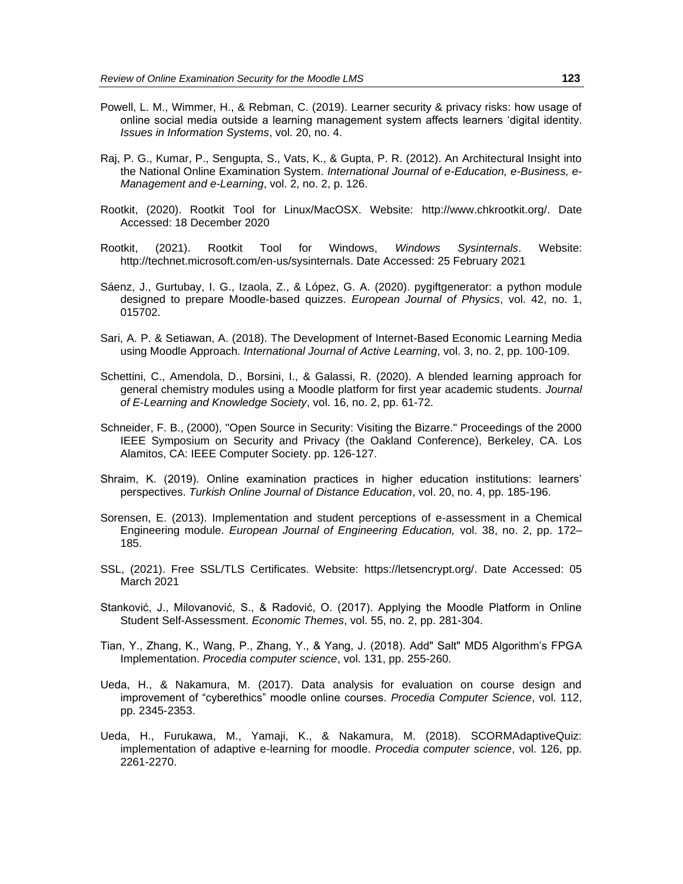Powell, L. M., Wimmer, H., & Rebman, C. (2019). Learner security & privacy risks: how usage of online social media outside a learning management system affects learners ‘digital identity. *Issues in Information Systems*, vol. 20, no. 4.

Raj, P. G., Kumar, P., Sengupta, S., Vats, K., & Gupta, P. R. (2012). An Architectural Insight into the National Online Examination System. *International Journal of e-Education, e-Business, e-Management and e-Learning*, vol. 2, no. 2, p. 126.

Rootkit, (2020). Rootkit Tool for Linux/MacOSX. Website: http://www.chkrootkit.org/. Date Accessed: 18 December 2020

Rootkit, (2021). Rootkit Tool for Windows, *Windows Sysinternals*. Website: http://technet.microsoft.com/en-us/sysinternals. Date Accessed: 25 February 2021

Sáenz, J., Gurtubay, I. G., Izaola, Z., & López, G. A. (2020). pygiftgenerator: a python module designed to prepare Moodle-based quizzes. *European Journal of Physics*, vol. 42, no. 1, 015702.

Sari, A. P. & Setiawan, A. (2018). The Development of Internet-Based Economic Learning Media using Moodle Approach*. International Journal of Active Learning*, vol. 3, no. 2, pp. 100-109.

Schettini, C., Amendola, D., Borsini, I., & Galassi, R. (2020). A blended learning approach for general chemistry modules using a Moodle platform for first year academic students. *Journal of E-Learning and Knowledge Society*, vol. 16, no. 2, pp. 61-72.

Schneider, F. B., (2000), "Open Source in Security: Visiting the Bizarre." Proceedings of the 2000 IEEE Symposium on Security and Privacy (the Oakland Conference), Berkeley, CA. Los Alamitos, CA: IEEE Computer Society. pp. 126-127.

Shraim, K. (2019). Online examination practices in higher education institutions: learners' perspectives. *Turkish Online Journal of Distance Education*, vol. 20, no. 4, pp. 185-196.

Sorensen, E. (2013). Implementation and student perceptions of e-assessment in a Chemical Engineering module. *European Journal of Engineering Education,* vol. 38, no. 2, pp. 172–185.

SSL, (2021). Free SSL/TLS Certificates. Website: https://letsencrypt.org/. Date Accessed: 05 March 2021

Stanković, J., Milovanović, S., & Radović, O. (2017). Applying the Moodle Platform in Online Student Self-Assessment. *Economic Themes*, vol. 55, no. 2, pp. 281-304.

Tian, Y., Zhang, K., Wang, P., Zhang, Y., & Yang, J. (2018). Add" Salt" MD5 Algorithm's FPGA Implementation. *Procedia computer science*, vol. 131, pp. 255-260.

Ueda, H., & Nakamura, M. (2017). Data analysis for evaluation on course design and improvement of "cyberethics" moodle online courses. *Procedia Computer Science*, vol. 112, pp. 2345-2353.

Ueda, H., Furukawa, M., Yamaji, K., & Nakamura, M. (2018). SCORMAdaptiveQuiz: implementation of adaptive e-learning for moodle. *Procedia computer science*, vol. 126, pp. 2261-2270.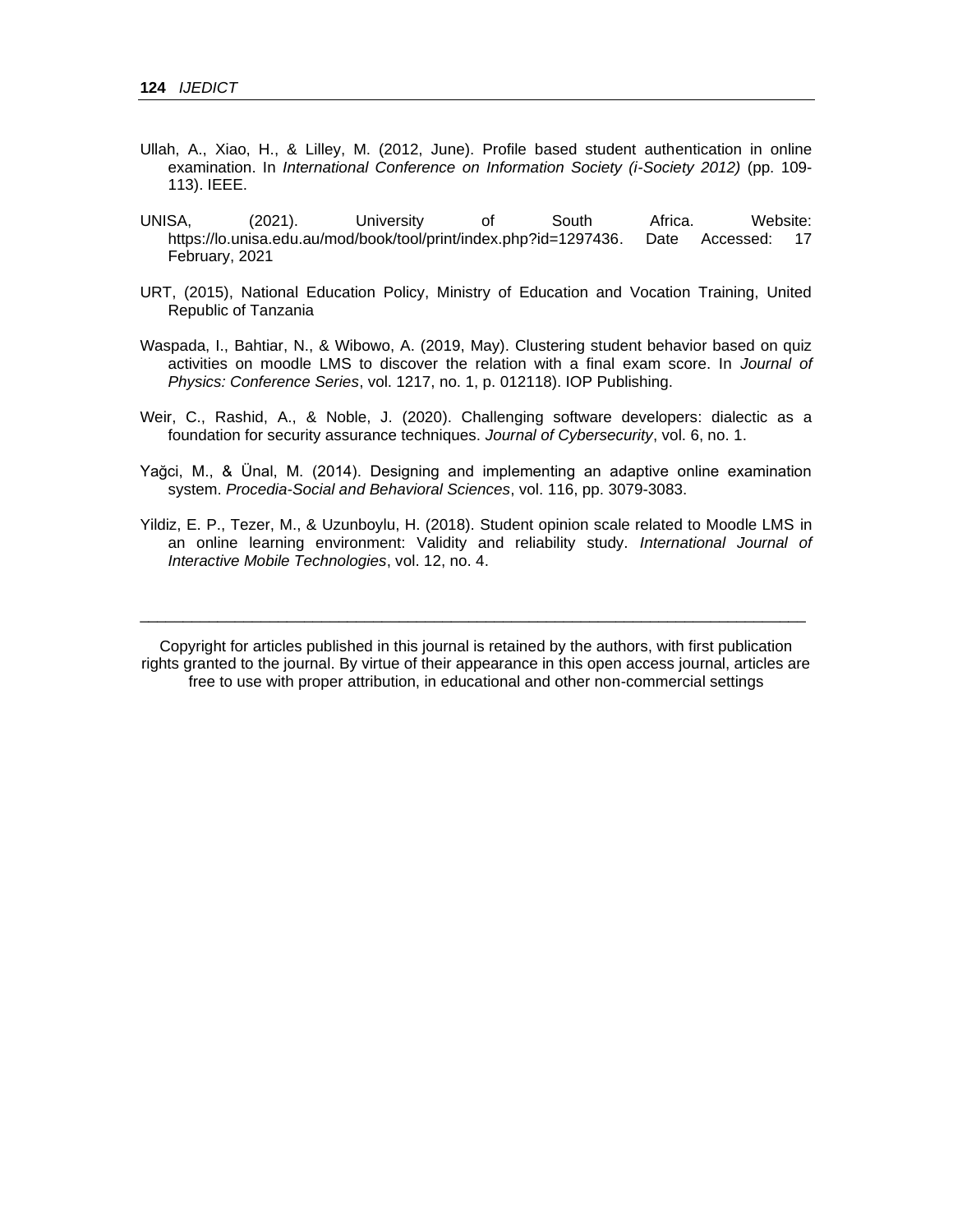Ullah, A., Xiao, H., & Lilley, M. (2012, June). Profile based student authentication in online examination. In *International Conference on Information Society (i-Society 2012)* (pp. 109-113). IEEE.

UNISA, (2021). University of South Africa. Website: https://lo.unisa.edu.au/mod/book/tool/print/index.php?id=1297436. Date Accessed: 17 February, 2021

URT, (2015), National Education Policy, Ministry of Education and Vocation Training, United Republic of Tanzania

Waspada, I., Bahtiar, N., & Wibowo, A. (2019, May). Clustering student behavior based on quiz activities on moodle LMS to discover the relation with a final exam score. In *Journal of Physics: Conference Series*, vol. 1217, no. 1, p. 012118). IOP Publishing.

Weir, C., Rashid, A., & Noble, J. (2020). Challenging software developers: dialectic as a foundation for security assurance techniques. *Journal of Cybersecurity*, vol. 6, no. 1.

Yağci, M., & Ünal, M. (2014). Designing and implementing an adaptive online examination system. *Procedia-Social and Behavioral Sciences*, vol. 116, pp. 3079-3083.

Yildiz, E. P., Tezer, M., & Uzunboylu, H. (2018). Student opinion scale related to Moodle LMS in an online learning environment: Validity and reliability study. *International Journal of Interactive Mobile Technologies*, vol. 12, no. 4.

---

Copyright for articles published in this journal is retained by the authors, with first publication rights granted to the journal. By virtue of their appearance in this open access journal, articles are free to use with proper attribution, in educational and other non-commercial settings